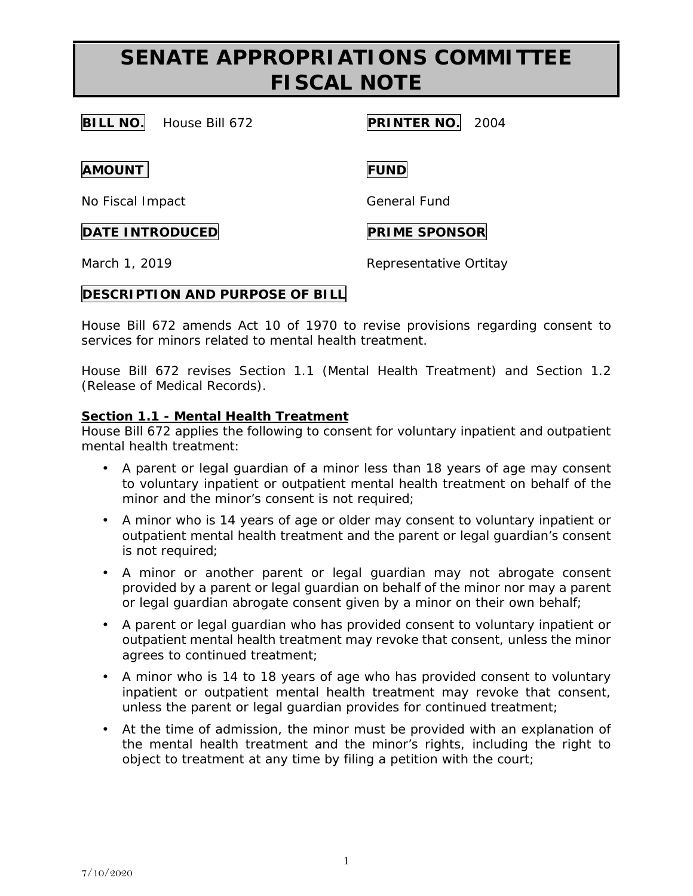# SENATE APPROPRIATIONS COMMITTEE FISCAL NOTE

**BILL NO.** House Bill 672

**PRINTER NO.** 2004

**AMOUNT**

No Fiscal Impact

**FUND**

General Fund

**DATE INTRODUCED**

March 1, 2019

**PRIME SPONSOR**

Representative Ortitay

**DESCRIPTION AND PURPOSE OF BILL**

House Bill 672 amends Act 10 of 1970 to revise provisions regarding consent to services for minors related to mental health treatment.

House Bill 672 revises Section 1.1 (Mental Health Treatment) and Section 1.2 (Release of Medical Records).

**Section 1.1 - Mental Health Treatment**

House Bill 672 applies the following to consent for voluntary inpatient and outpatient mental health treatment:

- A parent or legal guardian of a minor less than 18 years of age may consent to voluntary inpatient or outpatient mental health treatment on behalf of the minor and the minor's consent is not required;
- A minor who is 14 years of age or older may consent to voluntary inpatient or outpatient mental health treatment and the parent or legal guardian's consent is not required;
- A minor or another parent or legal guardian may not abrogate consent provided by a parent or legal guardian on behalf of the minor nor may a parent or legal guardian abrogate consent given by a minor on their own behalf;
- A parent or legal guardian who has provided consent to voluntary inpatient or outpatient mental health treatment may revoke that consent, unless the minor agrees to continued treatment;
- A minor who is 14 to 18 years of age who has provided consent to voluntary inpatient or outpatient mental health treatment may revoke that consent, unless the parent or legal guardian provides for continued treatment;
- At the time of admission, the minor must be provided with an explanation of the mental health treatment and the minor's rights, including the right to object to treatment at any time by filing a petition with the court;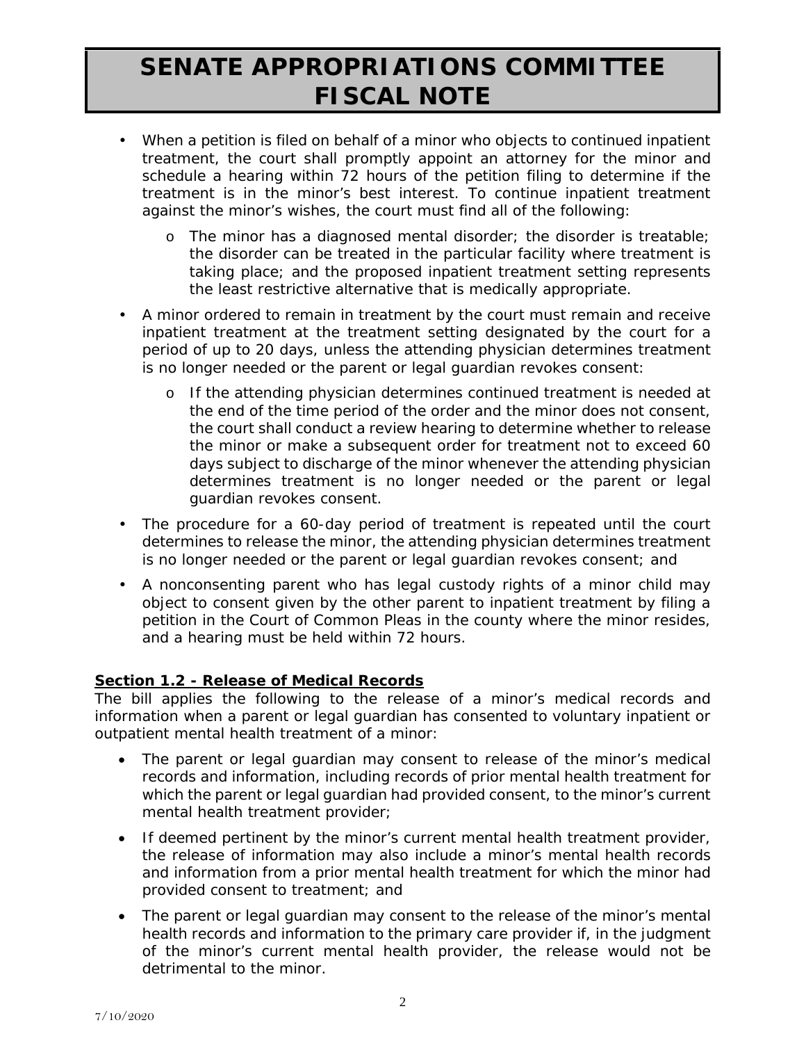# SENATE APPROPRIATIONS COMMITTEE FISCAL NOTE

- When a petition is filed on behalf of a minor who objects to continued inpatient treatment, the court shall promptly appoint an attorney for the minor and schedule a hearing within 72 hours of the petition filing to determine if the treatment is in the minor's best interest. To continue inpatient treatment against the minor's wishes, the court must find all of the following:
  - The minor has a diagnosed mental disorder; the disorder is treatable; the disorder can be treated in the particular facility where treatment is taking place; and the proposed inpatient treatment setting represents the least restrictive alternative that is medically appropriate.
- A minor ordered to remain in treatment by the court must remain and receive inpatient treatment at the treatment setting designated by the court for a period of up to 20 days, unless the attending physician determines treatment is no longer needed or the parent or legal guardian revokes consent:
  - If the attending physician determines continued treatment is needed at the end of the time period of the order and the minor does not consent, the court shall conduct a review hearing to determine whether to release the minor or make a subsequent order for treatment not to exceed 60 days subject to discharge of the minor whenever the attending physician determines treatment is no longer needed or the parent or legal guardian revokes consent.
- The procedure for a 60-day period of treatment is repeated until the court determines to release the minor, the attending physician determines treatment is no longer needed or the parent or legal guardian revokes consent; and
- A nonconsenting parent who has legal custody rights of a minor child may object to consent given by the other parent to inpatient treatment by filing a petition in the Court of Common Pleas in the county where the minor resides, and a hearing must be held within 72 hours.

**Section 1.2 - Release of Medical Records**

The bill applies the following to the release of a minor's medical records and information when a parent or legal guardian has consented to voluntary inpatient or outpatient mental health treatment of a minor:

- The parent or legal guardian may consent to release of the minor's medical records and information, including records of prior mental health treatment for which the parent or legal guardian had provided consent, to the minor's current mental health treatment provider;
- If deemed pertinent by the minor's current mental health treatment provider, the release of information may also include a minor's mental health records and information from a prior mental health treatment for which the minor had provided consent to treatment; and
- The parent or legal guardian may consent to the release of the minor's mental health records and information to the primary care provider if, in the judgment of the minor's current mental health provider, the release would not be detrimental to the minor.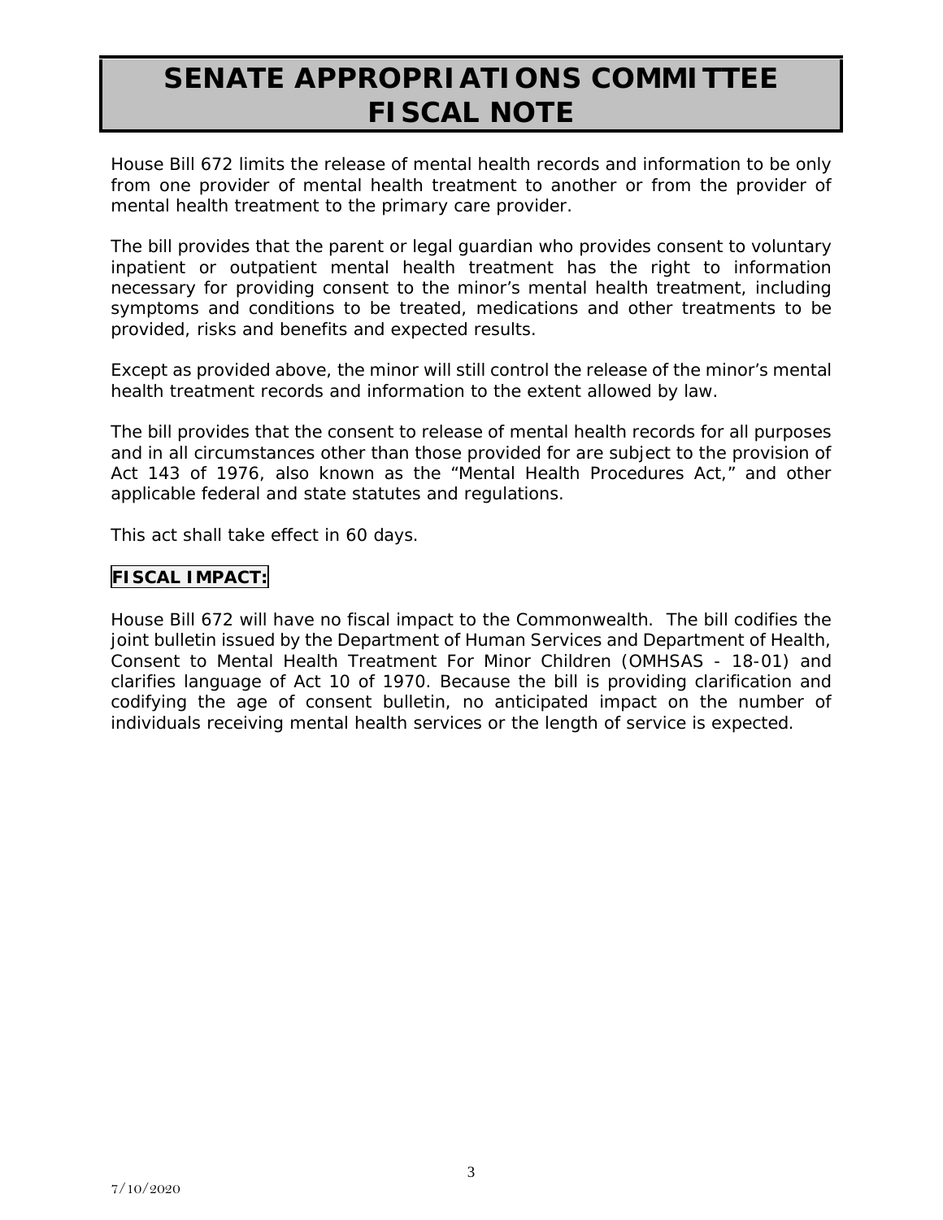# SENATE APPROPRIATIONS COMMITTEE FISCAL NOTE

House Bill 672 limits the release of mental health records and information to be only from one provider of mental health treatment to another or from the provider of mental health treatment to the primary care provider.

The bill provides that the parent or legal guardian who provides consent to voluntary inpatient or outpatient mental health treatment has the right to information necessary for providing consent to the minor's mental health treatment, including symptoms and conditions to be treated, medications and other treatments to be provided, risks and benefits and expected results.

Except as provided above, the minor will still control the release of the minor's mental health treatment records and information to the extent allowed by law.

The bill provides that the consent to release of mental health records for all purposes and in all circumstances other than those provided for are subject to the provision of Act 143 of 1976, also known as the "Mental Health Procedures Act," and other applicable federal and state statutes and regulations.

This act shall take effect in 60 days.

**FISCAL IMPACT:**

House Bill 672 will have no fiscal impact to the Commonwealth. The bill codifies the joint bulletin issued by the Department of Human Services and Department of Health, Consent to Mental Health Treatment For Minor Children (OMHSAS - 18-01) and clarifies language of Act 10 of 1970. Because the bill is providing clarification and codifying the age of consent bulletin, no anticipated impact on the number of individuals receiving mental health services or the length of service is expected.

7/10/2020